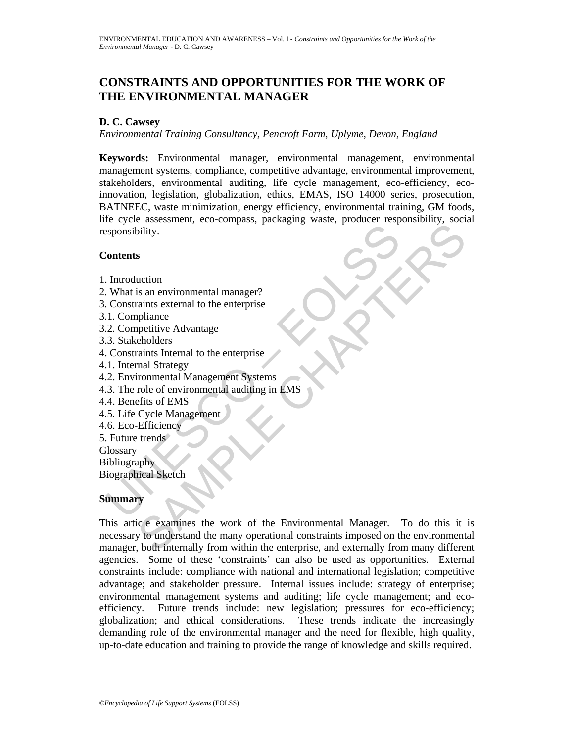# CONSTRAINTS AND OPPORTUNITIES FOR THE WORK OF THE ENVIRONMENTAL MANAGER

**D. C. Cawsey**

*Environmental Training Consultancy, Pencroft Farm, Uplyme, Devon, England*

**Keywords:** Environmental manager, environmental management, environmental management systems, compliance, competitive advantage, environmental improvement, stakeholders, environmental auditing, life cycle management, eco-efficiency, eco-innovation, legislation, globalization, ethics, EMAS, ISO 14000 series, prosecution, BATNEEC, waste minimization, energy efficiency, environmental training, GM foods, life cycle assessment, eco-compass, packaging waste, producer responsibility, social responsibility.

## Contents

1. Introduction
2. What is an environmental manager?
3. Constraints external to the enterprise
3.1. Compliance
3.2. Competitive Advantage
3.3. Stakeholders
4. Constraints Internal to the enterprise
4.1. Internal Strategy
4.2. Environmental Management Systems
4.3. The role of environmental auditing in EMS
4.4. Benefits of EMS
4.5. Life Cycle Management
4.6. Eco-Efficiency
5. Future trends

Glossary
Bibliography
Biographical Sketch

## Summary

This article examines the work of the Environmental Manager. To do this it is necessary to understand the many operational constraints imposed on the environmental manager, both internally from within the enterprise, and externally from many different agencies. Some of these 'constraints' can also be used as opportunities. External constraints include: compliance with national and international legislation; competitive advantage; and stakeholder pressure. Internal issues include: strategy of enterprise; environmental management systems and auditing; life cycle management; and eco-efficiency. Future trends include: new legislation; pressures for eco-efficiency; globalization; and ethical considerations. These trends indicate the increasingly demanding role of the environmental manager and the need for flexible, high quality, up-to-date education and training to provide the range of knowledge and skills required.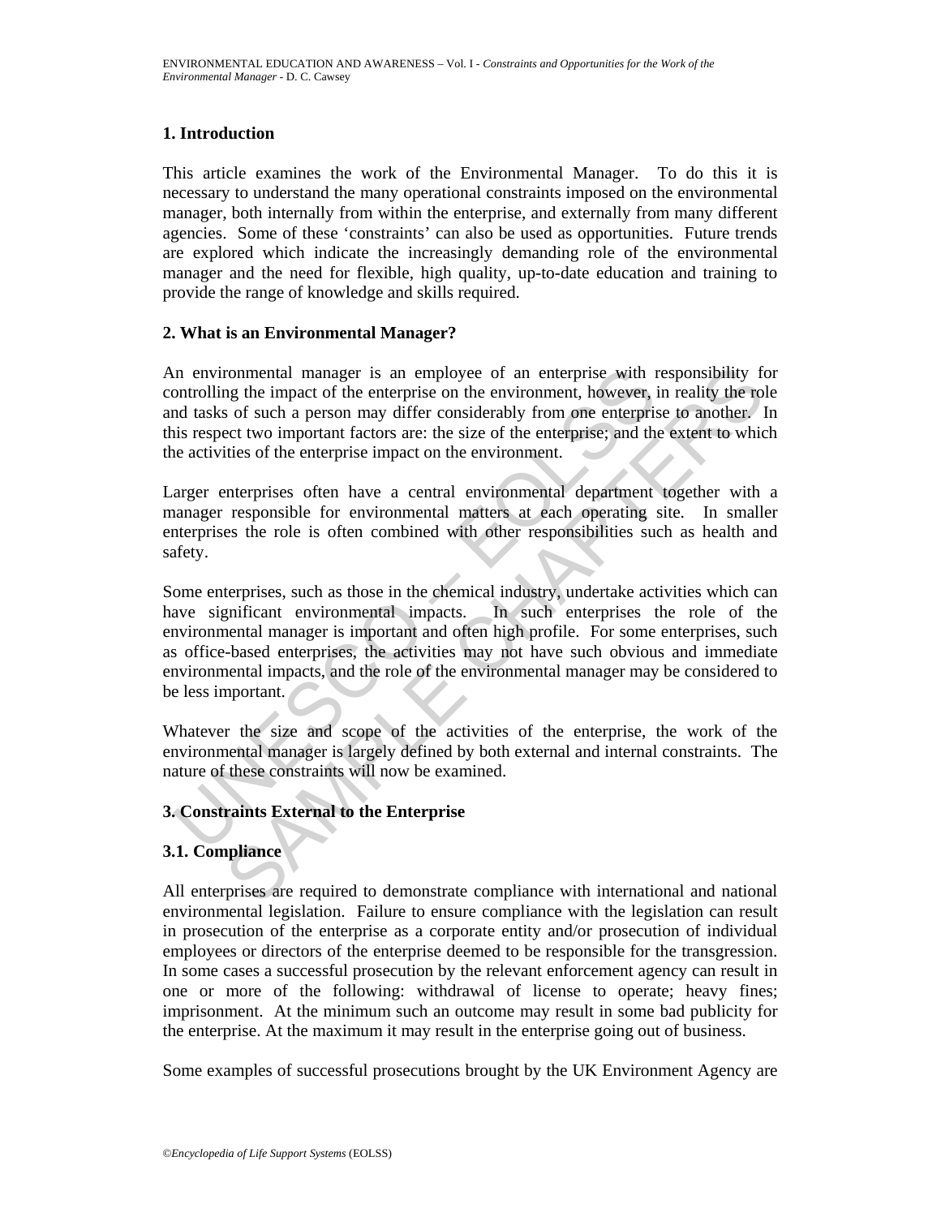## 1. Introduction

This article examines the work of the Environmental Manager. To do this it is necessary to understand the many operational constraints imposed on the environmental manager, both internally from within the enterprise, and externally from many different agencies. Some of these 'constraints' can also be used as opportunities. Future trends are explored which indicate the increasingly demanding role of the environmental manager and the need for flexible, high quality, up-to-date education and training to provide the range of knowledge and skills required.

## 2. What is an Environmental Manager?

An environmental manager is an employee of an enterprise with responsibility for controlling the impact of the enterprise on the environment, however, in reality the role and tasks of such a person may differ considerably from one enterprise to another. In this respect two important factors are: the size of the enterprise; and the extent to which the activities of the enterprise impact on the environment.

Larger enterprises often have a central environmental department together with a manager responsible for environmental matters at each operating site. In smaller enterprises the role is often combined with other responsibilities such as health and safety.

Some enterprises, such as those in the chemical industry, undertake activities which can have significant environmental impacts. In such enterprises the role of the environmental manager is important and often high profile. For some enterprises, such as office-based enterprises, the activities may not have such obvious and immediate environmental impacts, and the role of the environmental manager may be considered to be less important.

Whatever the size and scope of the activities of the enterprise, the work of the environmental manager is largely defined by both external and internal constraints. The nature of these constraints will now be examined.

## 3. Constraints External to the Enterprise

### 3.1. Compliance

All enterprises are required to demonstrate compliance with international and national environmental legislation. Failure to ensure compliance with the legislation can result in prosecution of the enterprise as a corporate entity and/or prosecution of individual employees or directors of the enterprise deemed to be responsible for the transgression. In some cases a successful prosecution by the relevant enforcement agency can result in one or more of the following: withdrawal of license to operate; heavy fines; imprisonment. At the minimum such an outcome may result in some bad publicity for the enterprise. At the maximum it may result in the enterprise going out of business.

Some examples of successful prosecutions brought by the UK Environment Agency are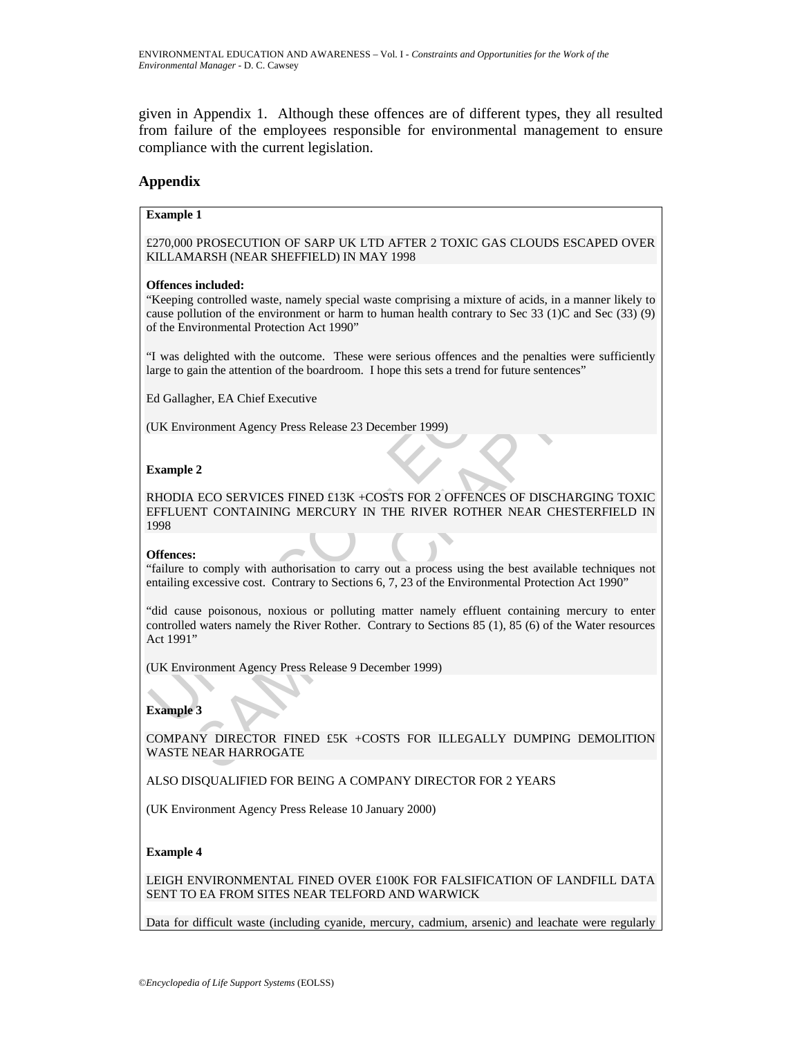given in Appendix 1. Although these offences are of different types, they all resulted from failure of the employees responsible for environmental management to ensure compliance with the current legislation.

## Appendix

**Example 1**

£270,000 PROSECUTION OF SARP UK LTD AFTER 2 TOXIC GAS CLOUDS ESCAPED OVER KILLAMARSH (NEAR SHEFFIELD) IN MAY 1998

**Offences included:**

"Keeping controlled waste, namely special waste comprising a mixture of acids, in a manner likely to cause pollution of the environment or harm to human health contrary to Sec 33 (1)C and Sec (33) (9) of the Environmental Protection Act 1990"

"I was delighted with the outcome. These were serious offences and the penalties were sufficiently large to gain the attention of the boardroom. I hope this sets a trend for future sentences"

Ed Gallagher, EA Chief Executive

(UK Environment Agency Press Release 23 December 1999)

**Example 2**

RHODIA ECO SERVICES FINED £13K +COSTS FOR 2 OFFENCES OF DISCHARGING TOXIC EFFLUENT CONTAINING MERCURY IN THE RIVER ROTHER NEAR CHESTERFIELD IN 1998

**Offences:**

"failure to comply with authorisation to carry out a process using the best available techniques not entailing excessive cost. Contrary to Sections 6, 7, 23 of the Environmental Protection Act 1990"

"did cause poisonous, noxious or polluting matter namely effluent containing mercury to enter controlled waters namely the River Rother. Contrary to Sections 85 (1), 85 (6) of the Water resources Act 1991"

(UK Environment Agency Press Release 9 December 1999)

**Example 3**

COMPANY DIRECTOR FINED £5K +COSTS FOR ILLEGALLY DUMPING DEMOLITION WASTE NEAR HARROGATE

ALSO DISQUALIFIED FOR BEING A COMPANY DIRECTOR FOR 2 YEARS

(UK Environment Agency Press Release 10 January 2000)

**Example 4**

LEIGH ENVIRONMENTAL FINED OVER £100K FOR FALSIFICATION OF LANDFILL DATA SENT TO EA FROM SITES NEAR TELFORD AND WARWICK

Data for difficult waste (including cyanide, mercury, cadmium, arsenic) and leachate were regularly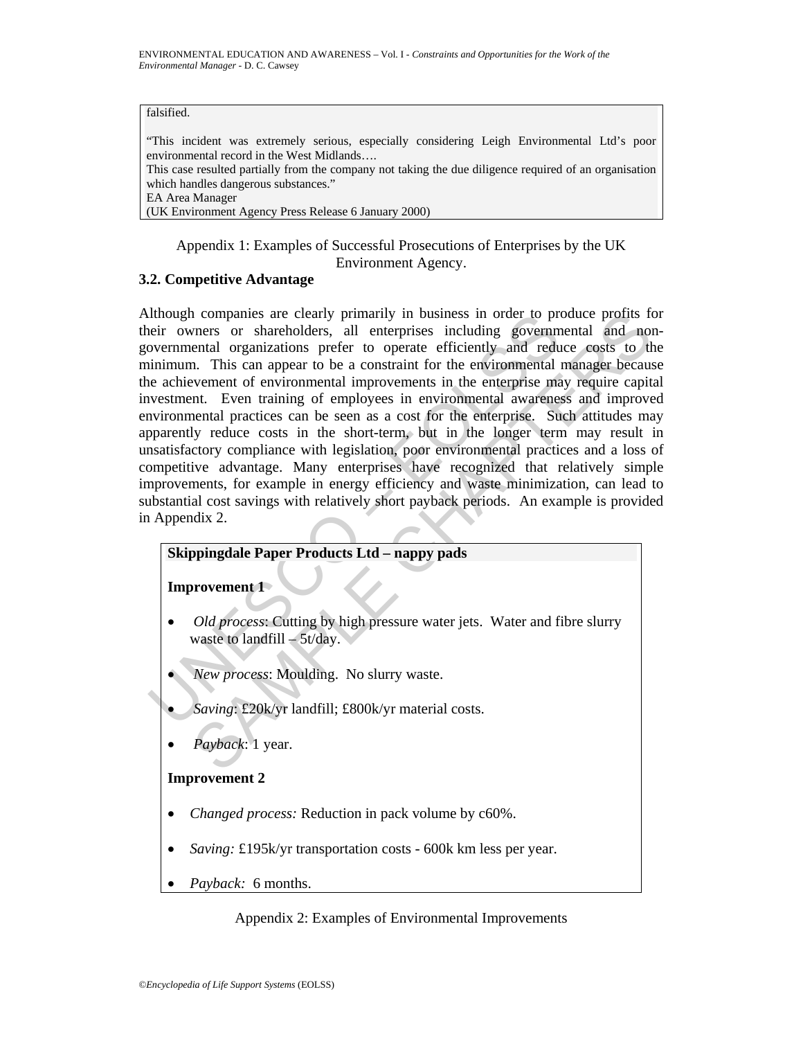falsified.

"This incident was extremely serious, especially considering Leigh Environmental Ltd's poor environmental record in the West Midlands….
This case resulted partially from the company not taking the due diligence required of an organisation which handles dangerous substances."
EA Area Manager
(UK Environment Agency Press Release 6 January 2000)

Appendix 1: Examples of Successful Prosecutions of Enterprises by the UK Environment Agency.

### 3.2. Competitive Advantage

Although companies are clearly primarily in business in order to produce profits for their owners or shareholders, all enterprises including governmental and non-governmental organizations prefer to operate efficiently and reduce costs to the minimum. This can appear to be a constraint for the environmental manager because the achievement of environmental improvements in the enterprise may require capital investment. Even training of employees in environmental awareness and improved environmental practices can be seen as a cost for the enterprise. Such attitudes may apparently reduce costs in the short-term, but in the longer term may result in unsatisfactory compliance with legislation, poor environmental practices and a loss of competitive advantage. Many enterprises have recognized that relatively simple improvements, for example in energy efficiency and waste minimization, can lead to substantial cost savings with relatively short payback periods. An example is provided in Appendix 2.

**Skippingdale Paper Products Ltd – nappy pads**

**Improvement 1**

- *Old process*: Cutting by high pressure water jets. Water and fibre slurry waste to landfill – 5t/day.
- *New process*: Moulding. No slurry waste.
- *Saving*: £20k/yr landfill; £800k/yr material costs.
- *Payback*: 1 year.

**Improvement 2**

- *Changed process:* Reduction in pack volume by c60%.
- *Saving:* £195k/yr transportation costs - 600k km less per year.
- *Payback:* 6 months.

Appendix 2: Examples of Environmental Improvements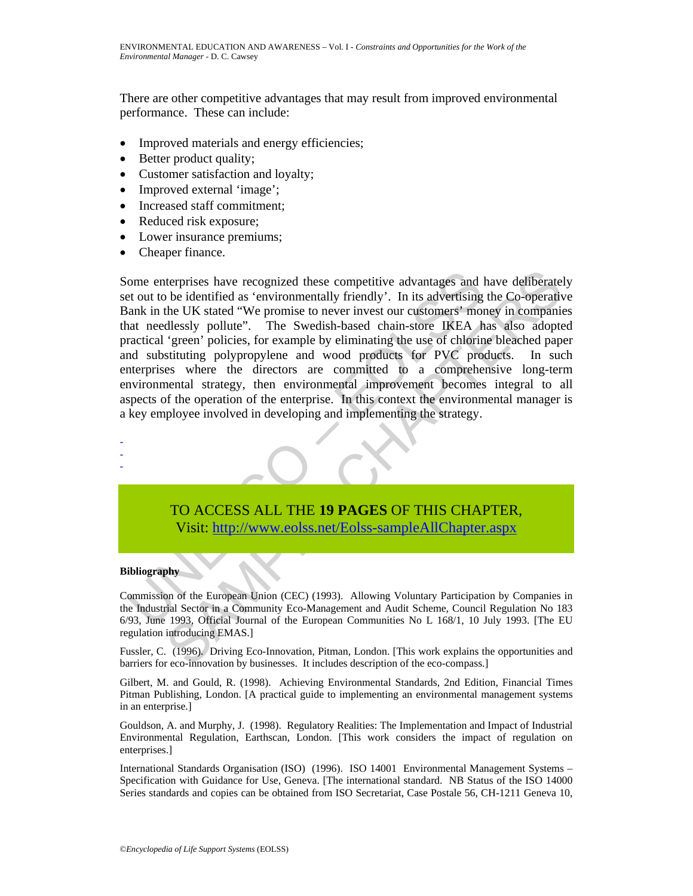There are other competitive advantages that may result from improved environmental performance. These can include:

- Improved materials and energy efficiencies;
- Better product quality;
- Customer satisfaction and loyalty;
- Improved external 'image';
- Increased staff commitment;
- Reduced risk exposure;
- Lower insurance premiums;
- Cheaper finance.

Some enterprises have recognized these competitive advantages and have deliberately set out to be identified as 'environmentally friendly'. In its advertising the Co-operative Bank in the UK stated "We promise to never invest our customers' money in companies that needlessly pollute". The Swedish-based chain-store IKEA has also adopted practical 'green' policies, for example by eliminating the use of chlorine bleached paper and substituting polypropylene and wood products for PVC products. In such enterprises where the directors are committed to a comprehensive long-term environmental strategy, then environmental improvement becomes integral to all aspects of the operation of the enterprise. In this context the environmental manager is a key employee involved in developing and implementing the strategy.

-
-
-

TO ACCESS ALL THE **19 PAGES** OF THIS CHAPTER,
Visit: http://www.eolss.net/Eolss-sampleAllChapter.aspx

**Bibliography**

Commission of the European Union (CEC) (1993). Allowing Voluntary Participation by Companies in the Industrial Sector in a Community Eco-Management and Audit Scheme, Council Regulation No 183 6/93, June 1993, Official Journal of the European Communities No L 168/1, 10 July 1993. [The EU regulation introducing EMAS.]

Fussler, C. (1996). Driving Eco-Innovation, Pitman, London. [This work explains the opportunities and barriers for eco-innovation by businesses. It includes description of the eco-compass.]

Gilbert, M. and Gould, R. (1998). Achieving Environmental Standards, 2nd Edition, Financial Times Pitman Publishing, London. [A practical guide to implementing an environmental management systems in an enterprise.]

Gouldson, A. and Murphy, J. (1998). Regulatory Realities: The Implementation and Impact of Industrial Environmental Regulation, Earthscan, London. [This work considers the impact of regulation on enterprises.]

International Standards Organisation (ISO) (1996). ISO 14001 Environmental Management Systems – Specification with Guidance for Use, Geneva. [The international standard. NB Status of the ISO 14000 Series standards and copies can be obtained from ISO Secretariat, Case Postale 56, CH-1211 Geneva 10,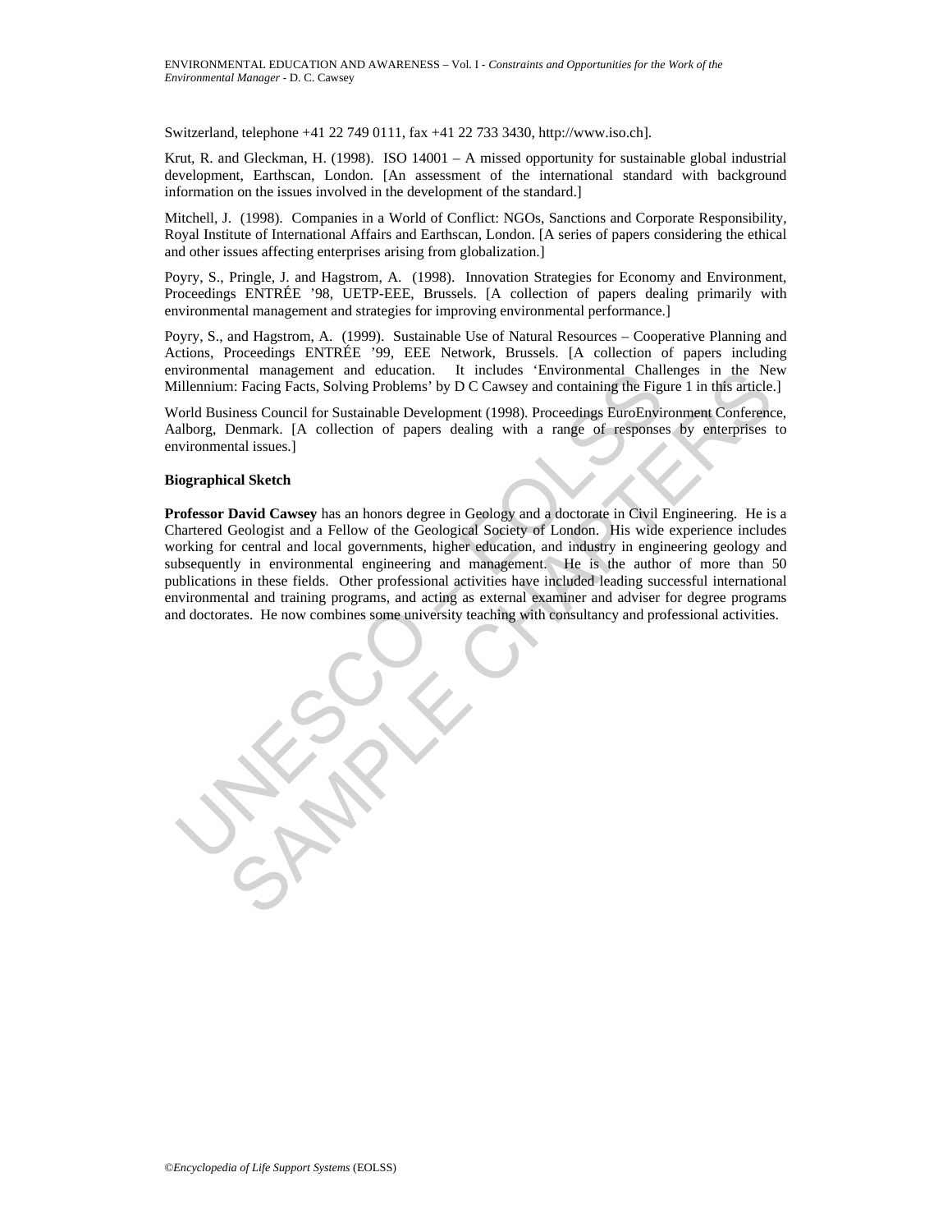Switzerland, telephone +41 22 749 0111, fax +41 22 733 3430, http://www.iso.ch].

Krut, R. and Gleckman, H. (1998). ISO 14001 – A missed opportunity for sustainable global industrial development, Earthscan, London. [An assessment of the international standard with background information on the issues involved in the development of the standard.]

Mitchell, J. (1998). Companies in a World of Conflict: NGOs, Sanctions and Corporate Responsibility, Royal Institute of International Affairs and Earthscan, London. [A series of papers considering the ethical and other issues affecting enterprises arising from globalization.]

Poyry, S., Pringle, J. and Hagstrom, A. (1998). Innovation Strategies for Economy and Environment, Proceedings ENTRÉE '98, UETP-EEE, Brussels. [A collection of papers dealing primarily with environmental management and strategies for improving environmental performance.]

Poyry, S., and Hagstrom, A. (1999). Sustainable Use of Natural Resources – Cooperative Planning and Actions, Proceedings ENTRÉE '99, EEE Network, Brussels. [A collection of papers including environmental management and education. It includes 'Environmental Challenges in the New Millennium: Facing Facts, Solving Problems' by D C Cawsey and containing the Figure 1 in this article.]

World Business Council for Sustainable Development (1998). Proceedings EuroEnvironment Conference, Aalborg, Denmark. [A collection of papers dealing with a range of responses by enterprises to environmental issues.]

### Biographical Sketch

**Professor David Cawsey** has an honors degree in Geology and a doctorate in Civil Engineering. He is a Chartered Geologist and a Fellow of the Geological Society of London. His wide experience includes working for central and local governments, higher education, and industry in engineering geology and subsequently in environmental engineering and management. He is the author of more than 50 publications in these fields. Other professional activities have included leading successful international environmental and training programs, and acting as external examiner and adviser for degree programs and doctorates. He now combines some university teaching with consultancy and professional activities.